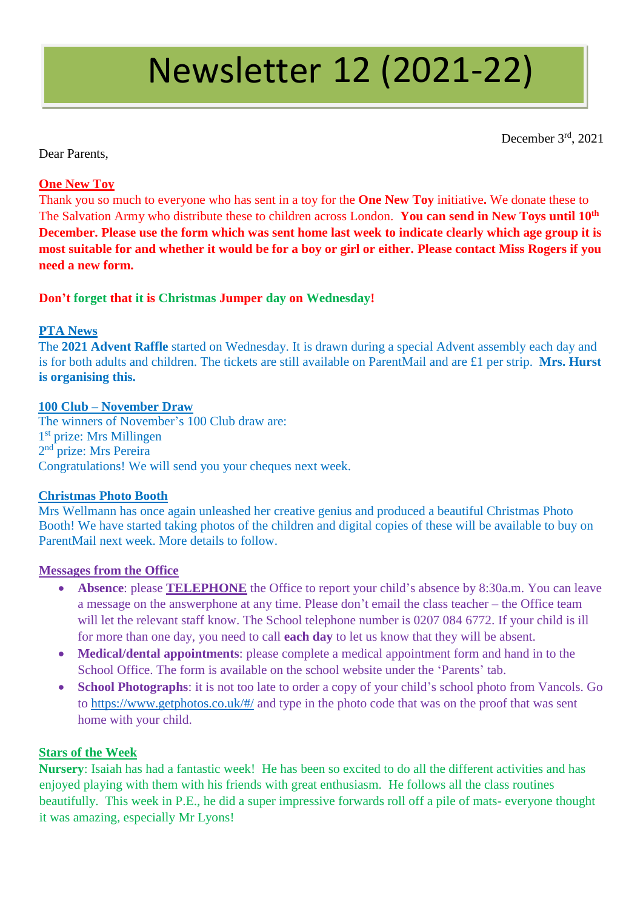# Newsletter 12 (2021-22)

December 3rd, 2021

Dear Parents,

## One New Toy

Thank you so much to everyone who has sent in a toy for the **One New Toy** initiative**.** We donate these to The Salvation Army who distribute these to children across London. **You can send in New Toys until 10th December. Please use the form which was sent home last week to indicate clearly which age group it is most suitable for and whether it would be for a boy or girl or either. Please contact Miss Rogers if you need a new form.**

**Don't forget that it is Christmas Jumper day on Wednesday!**

## PTA News

The **2021 Advent Raffle** started on Wednesday. It is drawn during a special Advent assembly each day and is for both adults and children. The tickets are still available on ParentMail and are £1 per strip. **Mrs. Hurst is organising this.**

## 100 Club – November Draw

The winners of November's 100 Club draw are:
1st prize: Mrs Millingen
2nd prize: Mrs Pereira
Congratulations! We will send you your cheques next week.

## Christmas Photo Booth

Mrs Wellmann has once again unleashed her creative genius and produced a beautiful Christmas Photo Booth! We have started taking photos of the children and digital copies of these will be available to buy on ParentMail next week. More details to follow.

## Messages from the Office

- **Absence**: please **TELEPHONE** the Office to report your child's absence by 8:30a.m. You can leave a message on the answerphone at any time. Please don't email the class teacher – the Office team will let the relevant staff know. The School telephone number is 0207 084 6772. If your child is ill for more than one day, you need to call **each day** to let us know that they will be absent.
- **Medical/dental appointments**: please complete a medical appointment form and hand in to the School Office. The form is available on the school website under the 'Parents' tab.
- **School Photographs**: it is not too late to order a copy of your child's school photo from Vancols. Go to https://www.getphotos.co.uk/#/ and type in the photo code that was on the proof that was sent home with your child.

## Stars of the Week

**Nursery**: Isaiah has had a fantastic week! He has been so excited to do all the different activities and has enjoyed playing with them with his friends with great enthusiasm. He follows all the class routines beautifully. This week in P.E., he did a super impressive forwards roll off a pile of mats- everyone thought it was amazing, especially Mr Lyons!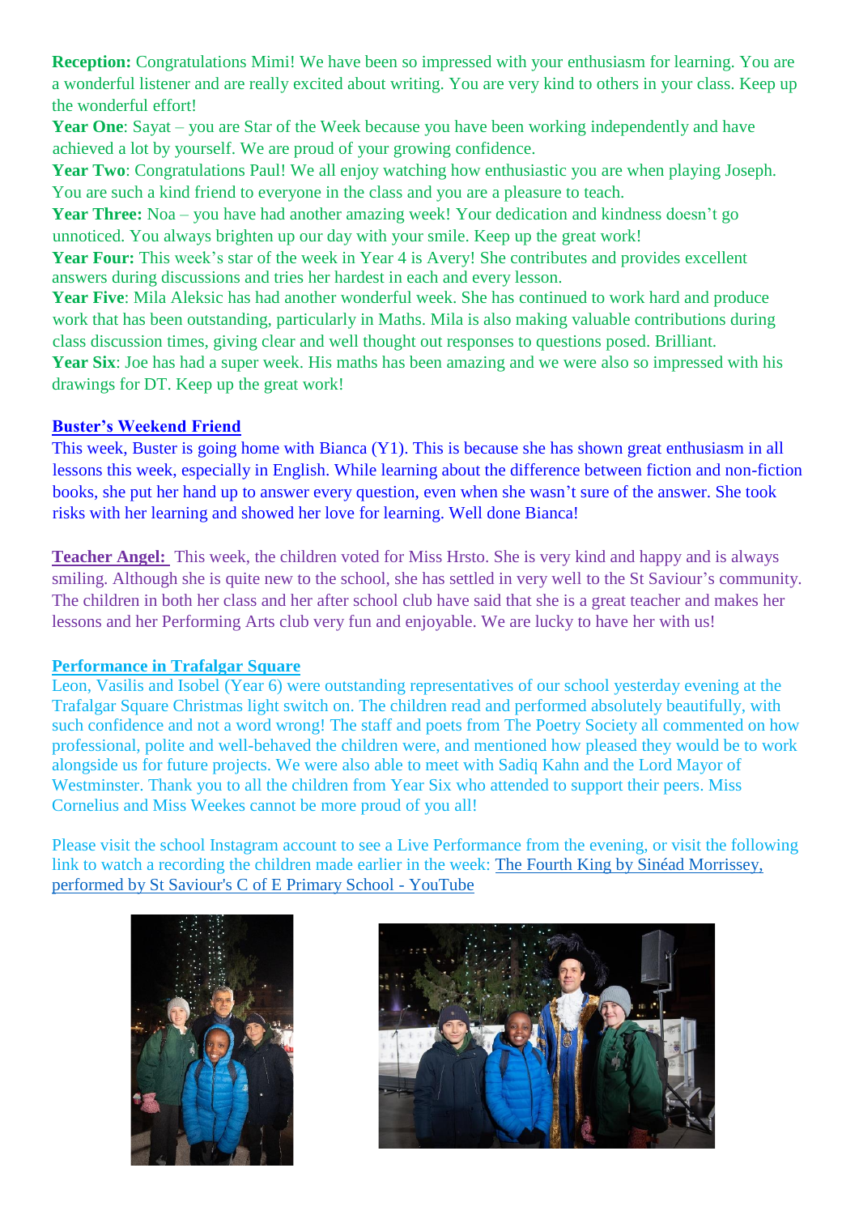**Reception:** Congratulations Mimi! We have been so impressed with your enthusiasm for learning. You are a wonderful listener and are really excited about writing. You are very kind to others in your class. Keep up the wonderful effort!

**Year One**: Sayat – you are Star of the Week because you have been working independently and have achieved a lot by yourself. We are proud of your growing confidence.

**Year Two**: Congratulations Paul! We all enjoy watching how enthusiastic you are when playing Joseph. You are such a kind friend to everyone in the class and you are a pleasure to teach.

**Year Three:** Noa – you have had another amazing week! Your dedication and kindness doesn't go unnoticed. You always brighten up our day with your smile. Keep up the great work!

**Year Four:** This week's star of the week in Year 4 is Avery! She contributes and provides excellent answers during discussions and tries her hardest in each and every lesson.

**Year Five**: Mila Aleksic has had another wonderful week. She has continued to work hard and produce work that has been outstanding, particularly in Maths. Mila is also making valuable contributions during class discussion times, giving clear and well thought out responses to questions posed. Brilliant.

**Year Six**: Joe has had a super week. His maths has been amazing and we were also so impressed with his drawings for DT. Keep up the great work!

**Buster's Weekend Friend**

This week, Buster is going home with Bianca (Y1). This is because she has shown great enthusiasm in all lessons this week, especially in English. While learning about the difference between fiction and non-fiction books, she put her hand up to answer every question, even when she wasn't sure of the answer. She took risks with her learning and showed her love for learning. Well done Bianca!

**Teacher Angel:** This week, the children voted for Miss Hrsto. She is very kind and happy and is always smiling. Although she is quite new to the school, she has settled in very well to the St Saviour's community. The children in both her class and her after school club have said that she is a great teacher and makes her lessons and her Performing Arts club very fun and enjoyable. We are lucky to have her with us!

**Performance in Trafalgar Square**

Leon, Vasilis and Isobel (Year 6) were outstanding representatives of our school yesterday evening at the Trafalgar Square Christmas light switch on. The children read and performed absolutely beautifully, with such confidence and not a word wrong! The staff and poets from The Poetry Society all commented on how professional, polite and well-behaved the children were, and mentioned how pleased they would be to work alongside us for future projects. We were also able to meet with Sadiq Kahn and the Lord Mayor of Westminster. Thank you to all the children from Year Six who attended to support their peers. Miss Cornelius and Miss Weekes cannot be more proud of you all!

Please visit the school Instagram account to see a Live Performance from the evening, or visit the following link to watch a recording the children made earlier in the week: The Fourth King by Sinéad Morrissey, performed by St Saviour's C of E Primary School - YouTube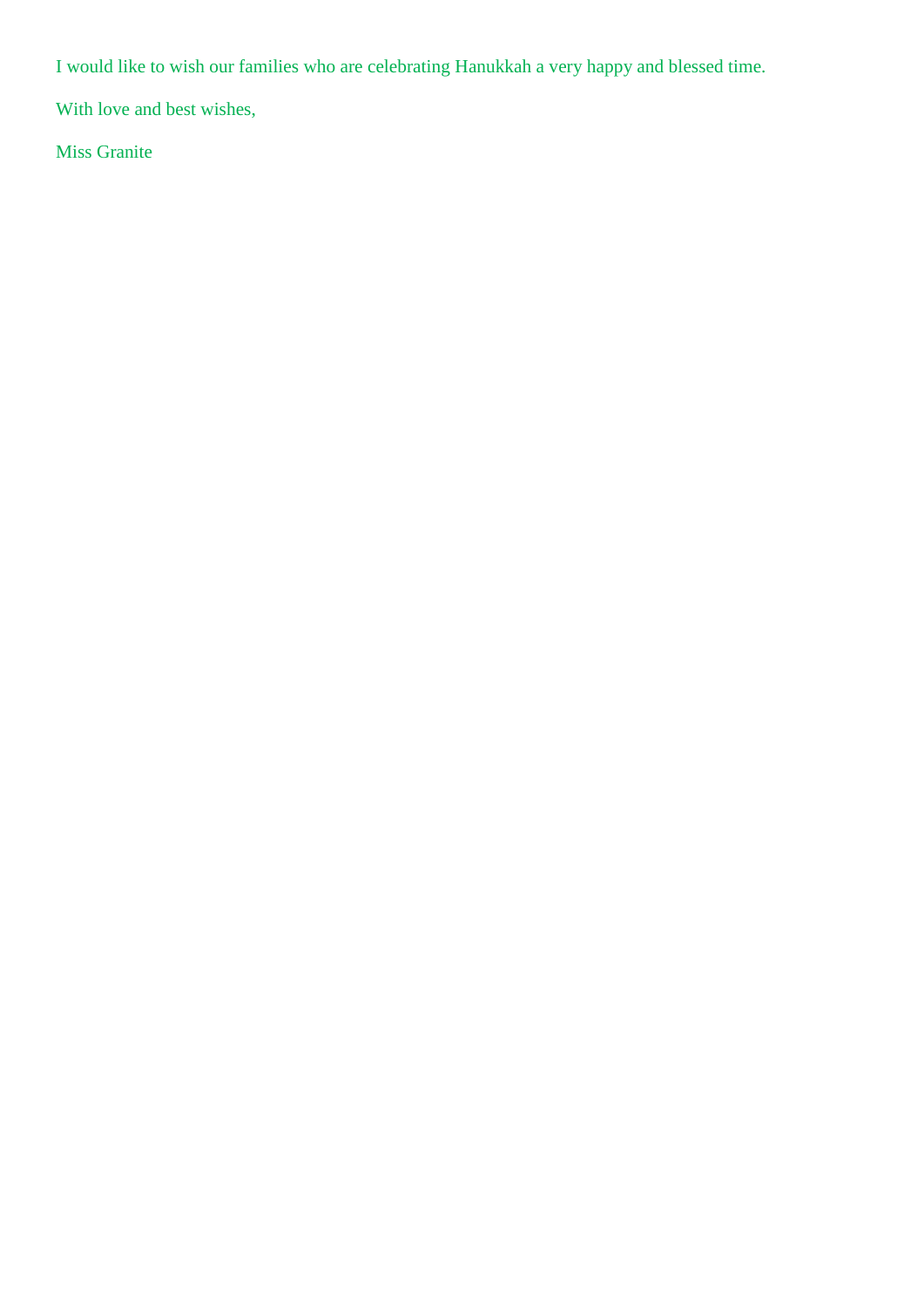I would like to wish our families who are celebrating Hanukkah a very happy and blessed time.

With love and best wishes,

Miss Granite